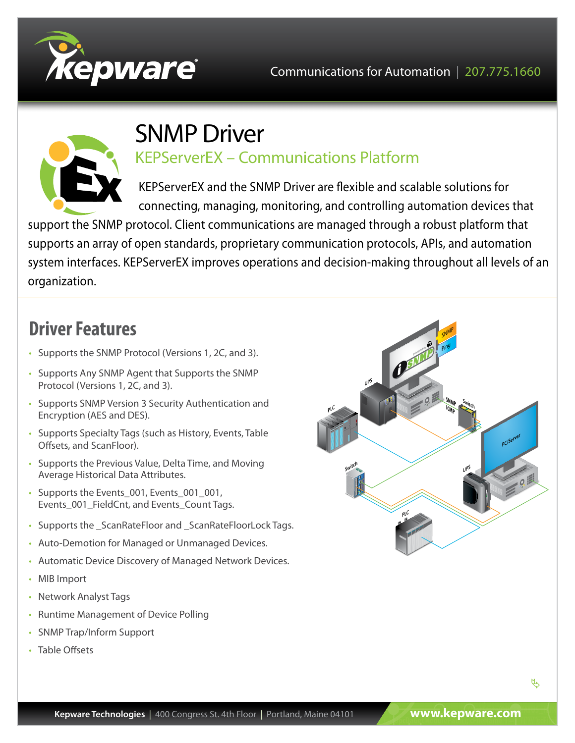Communications for Automation | 207.775.1660

# SNMP Driver

## KEPServerEX – Communications Platform

KEPServerEX and the SNMP Driver are flexible and scalable solutions for connecting, managing, monitoring, and controlling automation devices that support the SNMP protocol. Client communications are managed through a robust platform that supports an array of open standards, proprietary communication protocols, APIs, and automation system interfaces. KEPServerEX improves operations and decision-making throughout all levels of an organization.

## Driver Features

- Supports the SNMP Protocol (Versions 1, 2C, and 3).
- Supports Any SNMP Agent that Supports the SNMP Protocol (Versions 1, 2C, and 3).
- Supports SNMP Version 3 Security Authentication and Encryption (AES and DES).
- Supports Specialty Tags (such as History, Events, Table Offsets, and ScanFloor).
- Supports the Previous Value, Delta Time, and Moving Average Historical Data Attributes.
- Supports the Events_001, Events_001_001, Events_001_FieldCnt, and Events_Count Tags.
- Supports the _ScanRateFloor and _ScanRateFloorLock Tags.
- Auto-Demotion for Managed or Unmanaged Devices.
- Automatic Device Discovery of Managed Network Devices.
- MIB Import
- Network Analyst Tags
- Runtime Management of Device Polling
- SNMP Trap/Inform Support
- Table Offsets

**Kepware Technologies** | 400 Congress St. 4th Floor | Portland, Maine 04101 **www.kepware.com**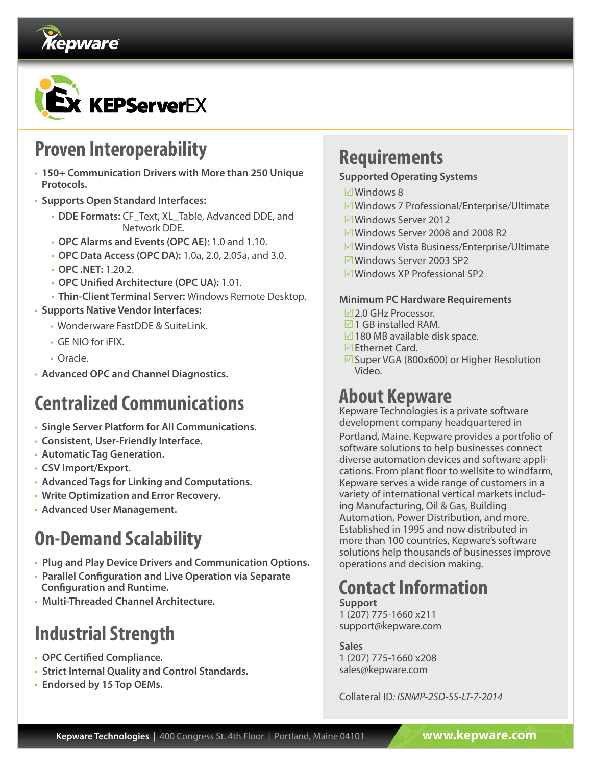# KEPServerEX

## Proven Interoperability

- **150+ Communication Drivers with More than 250 Unique Protocols.**
- **Supports Open Standard Interfaces:**
  - **DDE Formats:** CF_Text, XL_Table, Advanced DDE, and Network DDE.
  - **OPC Alarms and Events (OPC AE):** 1.0 and 1.10.
  - **OPC Data Access (OPC DA):** 1.0a, 2.0, 2.05a, and 3.0.
  - **OPC .NET:** 1.20.2.
  - **OPC Unified Architecture (OPC UA):** 1.01.
  - **Thin-Client Terminal Server:** Windows Remote Desktop.
- **Supports Native Vendor Interfaces:**
  - Wonderware FastDDE & SuiteLink.
  - GE NIO for iFIX.
  - Oracle.
- **Advanced OPC and Channel Diagnostics.**

## Centralized Communications

- **Single Server Platform for All Communications.**
- **Consistent, User-Friendly Interface.**
- **Automatic Tag Generation.**
- **CSV Import/Export.**
- **Advanced Tags for Linking and Computations.**
- **Write Optimization and Error Recovery.**
- **Advanced User Management.**

## On-Demand Scalability

- **Plug and Play Device Drivers and Communication Options.**
- **Parallel Configuration and Live Operation via Separate Configuration and Runtime.**
- **Multi-Threaded Channel Architecture.**

## Industrial Strength

- **OPC Certified Compliance.**
- **Strict Internal Quality and Control Standards.**
- **Endorsed by 15 Top OEMs.**

## Requirements

**Supported Operating Systems**

- ☑ Windows 8
- ☑ Windows 7 Professional/Enterprise/Ultimate
- ☑ Windows Server 2012
- ☑ Windows Server 2008 and 2008 R2
- ☑ Windows Vista Business/Enterprise/Ultimate
- ☑ Windows Server 2003 SP2
- ☑ Windows XP Professional SP2

**Minimum PC Hardware Requirements**

- ☑ 2.0 GHz Processor.
- ☑ 1 GB installed RAM.
- ☑ 180 MB available disk space.
- ☑ Ethernet Card.
- ☑ Super VGA (800x600) or Higher Resolution Video.

## About Kepware

Kepware Technologies is a private software development company headquartered in Portland, Maine. Kepware provides a portfolio of software solutions to help businesses connect diverse automation devices and software applications. From plant floor to wellsite to windfarm, Kepware serves a wide range of customers in a variety of international vertical markets including Manufacturing, Oil & Gas, Building Automation, Power Distribution, and more. Established in 1995 and now distributed in more than 100 countries, Kepware's software solutions help thousands of businesses improve operations and decision making.

## Contact Information

**Support**
1 (207) 775-1660 x211
support@kepware.com

**Sales**
1 (207) 775-1660 x208
sales@kepware.com

Collateral ID: *ISNMP-2SD-SS-LT-7-2014*

**Kepware Technologies** | 400 Congress St. 4th Floor | Portland, Maine 04101 **www.kepware.com**